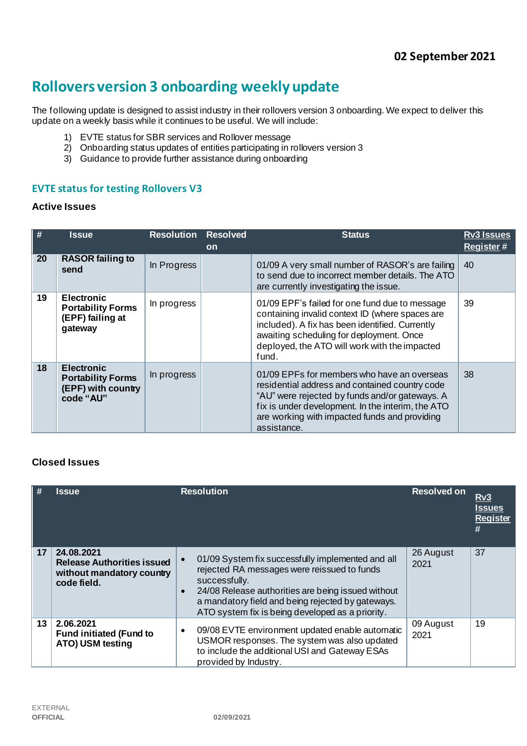**02 September 2021**

# Rollovers version 3 onboarding weekly update

The following update is designed to assist industry in their rollovers version 3 onboarding. We expect to deliver this update on a weekly basis while it continues to be useful. We will include:

1) EVTE status for SBR services and Rollover message
2) Onboarding status updates of entities participating in rollovers version 3
3) Guidance to provide further assistance during onboarding

## EVTE status for testing Rollovers V3

### Active Issues

| # | Issue | Resolution | Resolved on | Status | Rv3 Issues Register # |
|---|---|---|---|---|---|
| 20 | **RASOR failing to send** | In Progress | | 01/09 A very small number of RASOR's are failing to send due to incorrect member details. The ATO are currently investigating the issue. | 40 |
| 19 | **Electronic Portability Forms (EPF) failing at gateway** | In progress | | 01/09 EPF's failed for one fund due to message containing invalid context ID (where spaces are included). A fix has been identified. Currently awaiting scheduling for deployment. Once deployed, the ATO will work with the impacted fund. | 39 |
| 18 | **Electronic Portability Forms (EPF) with country code "AU"** | In progress | | 01/09 EPFs for members who have an overseas residential address and contained country code "AU" were rejected by funds and/or gateways. A fix is under development. In the interim, the ATO are working with impacted funds and providing assistance. | 38 |

### Closed Issues

| # | Issue | Resolution | Resolved on | Rv3 Issues Register # |
|---|---|---|---|---|
| 17 | **24.08.2021 Release Authorities issued without mandatory country code field.** | • 01/09 System fix successfully implemented and all rejected RA messages were reissued to funds successfully. <br> • 24/08 Release authorities are being issued without a mandatory field and being rejected by gateways. ATO system fix is being developed as a priority. | 26 August 2021 | 37 |
| 13 | **2.06.2021 Fund initiated (Fund to ATO) USM testing** | • 09/08 EVTE environment updated enable automatic USMOR responses. The system was also updated to include the additional USI and Gateway ESAs provided by Industry. | 09 August 2021 | 19 |

EXTERNAL
OFFICIAL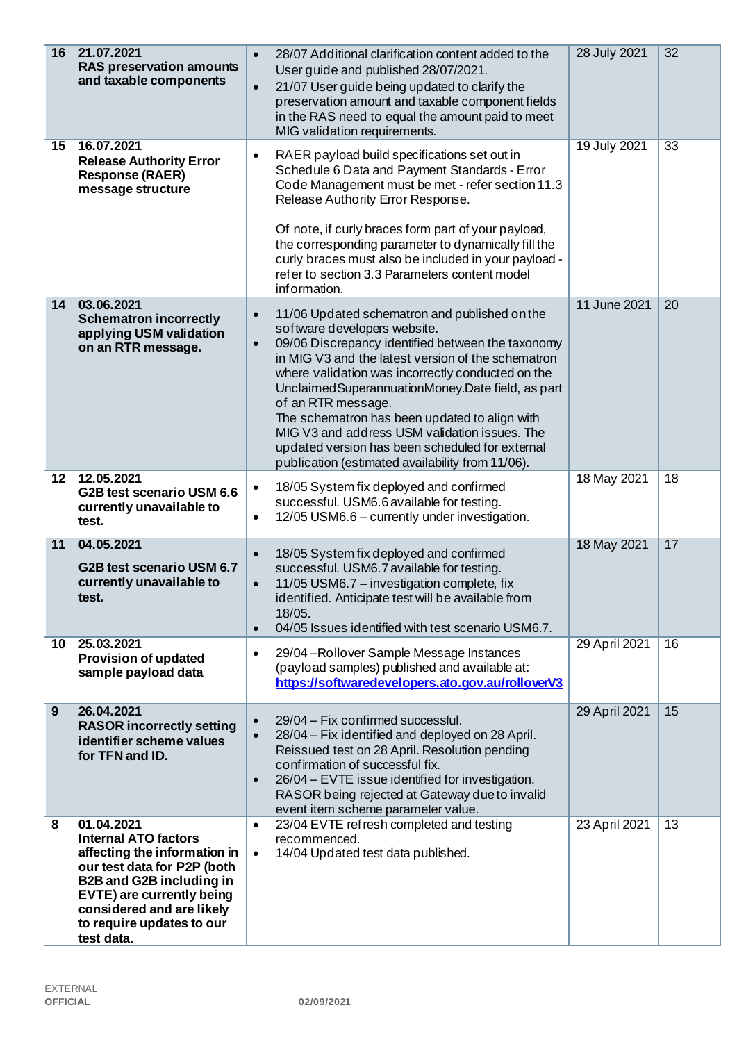| | | | | |
|---|---|---|---|---|
| 16 | 21.07.2021<br>**RAS preservation amounts and taxable components** | • 28/07 Additional clarification content added to the User guide and published 28/07/2021.<br>• 21/07 User guide being updated to clarify the preservation amount and taxable component fields in the RAS need to equal the amount paid to meet MIG validation requirements. | 28 July 2021 | 32 |
| 15 | 16.07.2021<br>**Release Authority Error Response (RAER) message structure** | • RAER payload build specifications set out in Schedule 6 Data and Payment Standards - Error Code Management must be met - refer section 11.3 Release Authority Error Response.<br><br>Of note, if curly braces form part of your payload, the corresponding parameter to dynamically fill the curly braces must also be included in your payload - refer to section 3.3 Parameters content model information. | 19 July 2021 | 33 |
| 14 | 03.06.2021<br>**Schematron incorrectly applying USM validation on an RTR message.** | • 11/06 Updated schematron and published on the software developers website.<br>• 09/06 Discrepancy identified between the taxonomy in MIG V3 and the latest version of the schematron where validation was incorrectly conducted on the UnclaimedSuperannuationMoney.Date field, as part of an RTR message.<br>The schematron has been updated to align with MIG V3 and address USM validation issues. The updated version has been scheduled for external publication (estimated availability from 11/06). | 11 June 2021 | 20 |
| 12 | 12.05.2021<br>**G2B test scenario USM 6.6 currently unavailable to test.** | • 18/05 System fix deployed and confirmed successful. USM6.6 available for testing.<br>• 12/05 USM6.6 – currently under investigation. | 18 May 2021 | 18 |
| 11 | 04.05.2021<br>**G2B test scenario USM 6.7 currently unavailable to test.** | • 18/05 System fix deployed and confirmed successful. USM6.7 available for testing.<br>• 11/05 USM6.7 – investigation complete, fix identified. Anticipate test will be available from 18/05.<br>• 04/05 Issues identified with test scenario USM6.7. | 18 May 2021 | 17 |
| 10 | 25.03.2021<br>**Provision of updated sample payload data** | • 29/04 –Rollover Sample Message Instances (payload samples) published and available at: https://softwaredevelopers.ato.gov.au/rolloverV3 | 29 April 2021 | 16 |
| 9 | 26.04.2021<br>**RASOR incorrectly setting identifier scheme values for TFN and ID.** | • 29/04 – Fix confirmed successful.<br>• 28/04 – Fix identified and deployed on 28 April. Reissued test on 28 April. Resolution pending confirmation of successful fix.<br>• 26/04 – EVTE issue identified for investigation. RASOR being rejected at Gateway due to invalid event item scheme parameter value. | 29 April 2021 | 15 |
| 8 | 01.04.2021<br>**Internal ATO factors affecting the information in our test data for P2P (both B2B and G2B including in EVTE) are currently being considered and are likely to require updates to our test data.** | • 23/04 EVTE refresh completed and testing recommenced.<br>• 14/04 Updated test data published. | 23 April 2021 | 13 |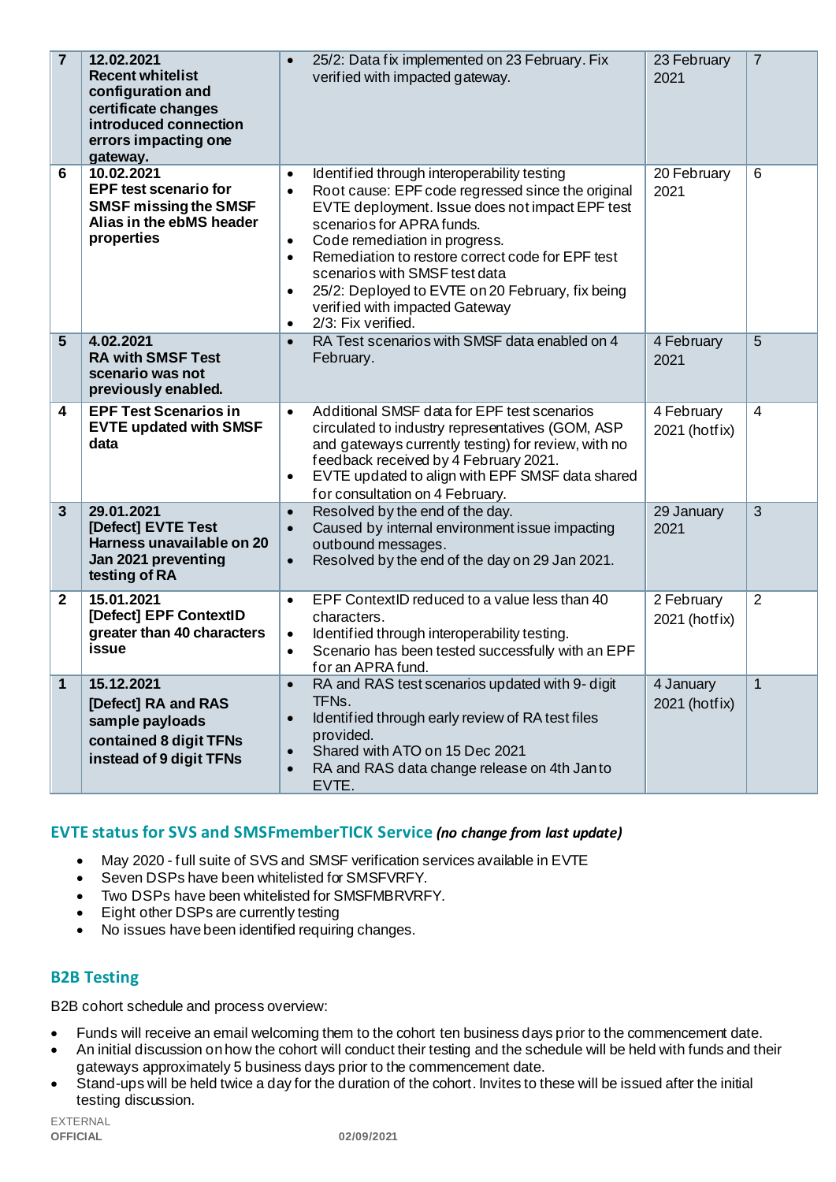| | | | | |
|---|---|---|---|---|
| 7 | **12.02.2021 Recent whitelist configuration and certificate changes introduced connection errors impacting one gateway.** | • 25/2: Data fix implemented on 23 February. Fix verified with impacted gateway. | 23 February 2021 | 7 |
| 6 | **10.02.2021 EPF test scenario for SMSF missing the SMSF Alias in the ebMS header properties** | • Identified through interoperability testing<br>• Root cause: EPF code regressed since the original EVTE deployment. Issue does not impact EPF test scenarios for APRA funds.<br>• Code remediation in progress.<br>• Remediation to restore correct code for EPF test scenarios with SMSF test data<br>• 25/2: Deployed to EVTE on 20 February, fix being verified with impacted Gateway<br>• 2/3: Fix verified. | 20 February 2021 | 6 |
| 5 | **4.02.2021 RA with SMSF Test scenario was not previously enabled.** | • RA Test scenarios with SMSF data enabled on 4 February. | 4 February 2021 | 5 |
| 4 | **EPF Test Scenarios in EVTE updated with SMSF data** | • Additional SMSF data for EPF test scenarios circulated to industry representatives (GOM, ASP and gateways currently testing) for review, with no feedback received by 4 February 2021.<br>• EVTE updated to align with EPF SMSF data shared for consultation on 4 February. | 4 February 2021 (hotfix) | 4 |
| 3 | **29.01.2021 [Defect] EVTE Test Harness unavailable on 20 Jan 2021 preventing testing of RA** | • Resolved by the end of the day.<br>• Caused by internal environment issue impacting outbound messages.<br>• Resolved by the end of the day on 29 Jan 2021. | 29 January 2021 | 3 |
| 2 | **15.01.2021 [Defect] EPF ContextID greater than 40 characters issue** | • EPF ContextID reduced to a value less than 40 characters.<br>• Identified through interoperability testing.<br>• Scenario has been tested successfully with an EPF for an APRA fund. | 2 February 2021 (hotfix) | 2 |
| 1 | **15.12.2021 [Defect] RA and RAS sample payloads contained 8 digit TFNs instead of 9 digit TFNs** | • RA and RAS test scenarios updated with 9- digit TFNs.<br>• Identified through early review of RA test files provided.<br>• Shared with ATO on 15 Dec 2021<br>• RA and RAS data change release on 4th Jan to EVTE. | 4 January 2021 (hotfix) | 1 |

## EVTE status for SVS and SMSFmemberTICK Service *(no change from last update)*

- May 2020 - full suite of SVS and SMSF verification services available in EVTE
- Seven DSPs have been whitelisted for SMSFVRFY.
- Two DSPs have been whitelisted for SMSFMBRVRFY.
- Eight other DSPs are currently testing
- No issues have been identified requiring changes.

## B2B Testing

B2B cohort schedule and process overview:

- Funds will receive an email welcoming them to the cohort ten business days prior to the commencement date.
- An initial discussion on how the cohort will conduct their testing and the schedule will be held with funds and their gateways approximately 5 business days prior to the commencement date.
- Stand-ups will be held twice a day for the duration of the cohort. Invites to these will be issued after the initial testing discussion.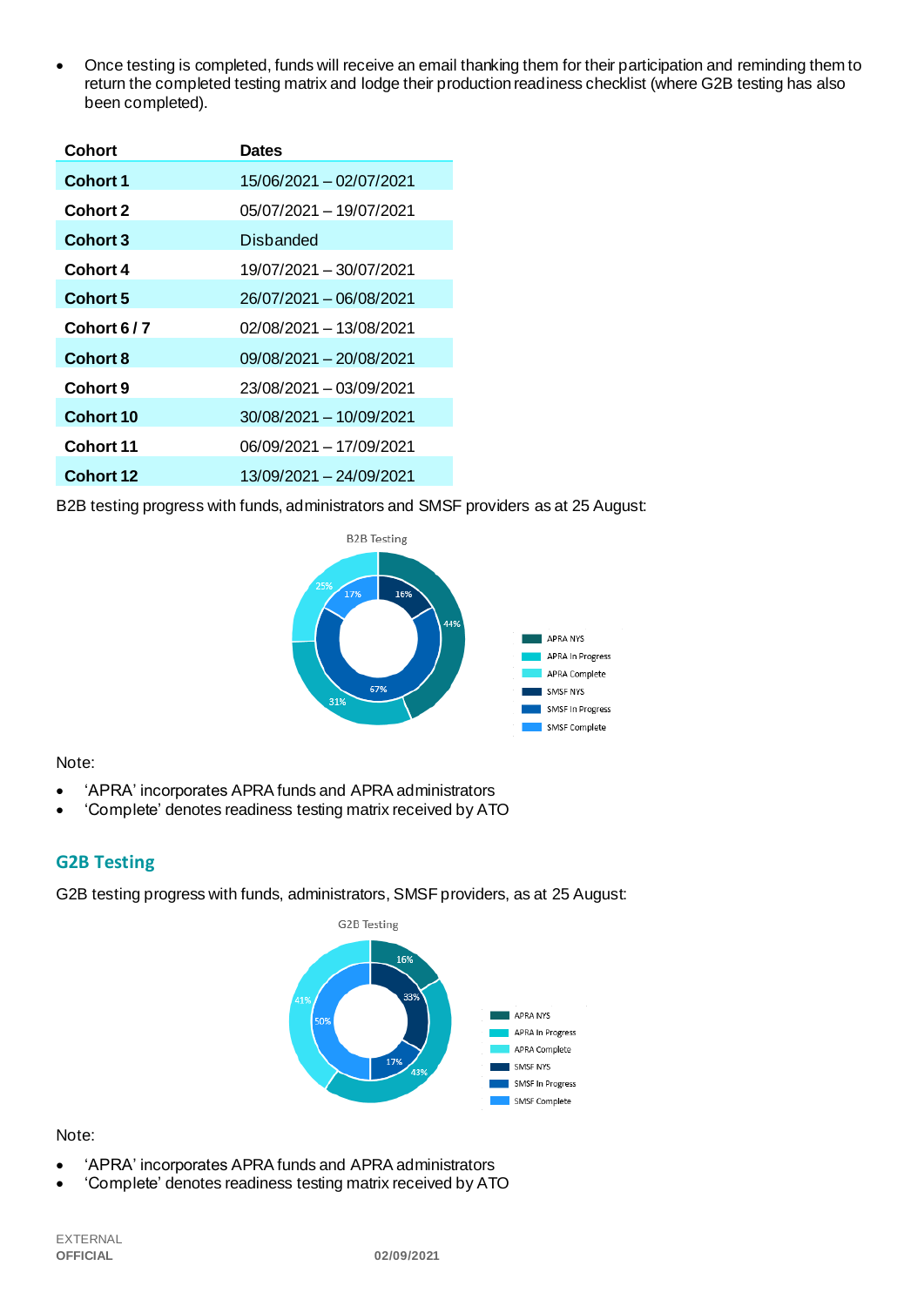- Once testing is completed, funds will receive an email thanking them for their participation and reminding them to return the completed testing matrix and lodge their production readiness checklist (where G2B testing has also been completed).

| Cohort | Dates |
|---|---|
| **Cohort 1** | 15/06/2021 – 02/07/2021 |
| **Cohort 2** | 05/07/2021 – 19/07/2021 |
| **Cohort 3** | Disbanded |
| **Cohort 4** | 19/07/2021 – 30/07/2021 |
| **Cohort 5** | 26/07/2021 – 06/08/2021 |
| **Cohort 6 / 7** | 02/08/2021 – 13/08/2021 |
| **Cohort 8** | 09/08/2021 – 20/08/2021 |
| **Cohort 9** | 23/08/2021 – 03/09/2021 |
| **Cohort 10** | 30/08/2021 – 10/09/2021 |
| **Cohort 11** | 06/09/2021 – 17/09/2021 |
| **Cohort 12** | 13/09/2021 – 24/09/2021 |

B2B testing progress with funds, administrators and SMSF providers as at 25 August:

B2B Testing

| Category | Percentage |
|---|---|
| APRA NYS | 44% |
| APRA In Progress | 31% |
| APRA Complete | 25% |
| SMSF NYS | 16% |
| SMSF In Progress | 67% |
| SMSF Complete | 17% |

Note:

- 'APRA' incorporates APRA funds and APRA administrators
- 'Complete' denotes readiness testing matrix received by ATO

## G2B Testing

G2B testing progress with funds, administrators, SMSF providers, as at 25 August:

G2B Testing

| Category | Percentage |
|---|---|
| APRA NYS | 16% |
| APRA In Progress | 43% |
| APRA Complete | 41% |
| SMSF NYS | 33% |
| SMSF In Progress | 17% |
| SMSF Complete | 50% |

Note:

- 'APRA' incorporates APRA funds and APRA administrators
- 'Complete' denotes readiness testing matrix received by ATO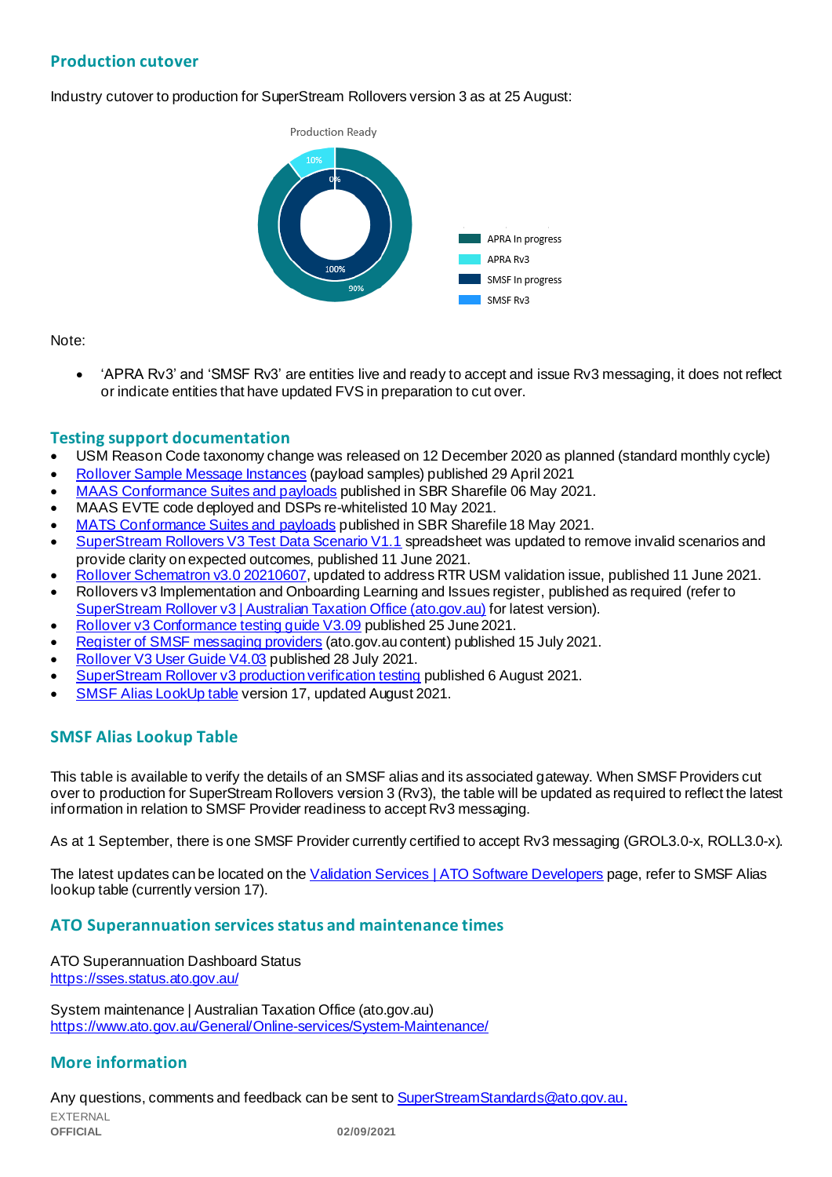## Production cutover

Industry cutover to production for SuperStream Rollovers version 3 as at 25 August:

Production Ready

10%
0%
100%
90%

APRA In progress
APRA Rv3
SMSF In progress
SMSF Rv3

Note:

- 'APRA Rv3' and 'SMSF Rv3' are entities live and ready to accept and issue Rv3 messaging, it does not reflect or indicate entities that have updated FVS in preparation to cut over.

## Testing support documentation

- USM Reason Code taxonomy change was released on 12 December 2020 as planned (standard monthly cycle)
- Rollover Sample Message Instances (payload samples) published 29 April 2021
- MAAS Conformance Suites and payloads published in SBR Sharefile 06 May 2021.
- MAAS EVTE code deployed and DSPs re-whitelisted 10 May 2021.
- MATS Conformance Suites and payloads published in SBR Sharefile 18 May 2021.
- SuperStream Rollovers V3 Test Data Scenario V1.1 spreadsheet was updated to remove invalid scenarios and provide clarity on expected outcomes, published 11 June 2021.
- Rollover Schematron v3.0 20210607, updated to address RTR USM validation issue, published 11 June 2021.
- Rollovers v3 Implementation and Onboarding Learning and Issues register, published as required (refer to SuperStream Rollover v3 | Australian Taxation Office (ato.gov.au) for latest version).
- Rollover v3 Conformance testing guide V3.09 published 25 June 2021.
- Register of SMSF messaging providers (ato.gov.au content) published 15 July 2021.
- Rollover V3 User Guide V4.03 published 28 July 2021.
- SuperStream Rollover v3 production verification testing published 6 August 2021.
- SMSF Alias LookUp table version 17, updated August 2021.

## SMSF Alias Lookup Table

This table is available to verify the details of an SMSF alias and its associated gateway. When SMSF Providers cut over to production for SuperStream Rollovers version 3 (Rv3), the table will be updated as required to reflect the latest information in relation to SMSF Provider readiness to accept Rv3 messaging.

As at 1 September, there is one SMSF Provider currently certified to accept Rv3 messaging (GROL3.0-x, ROLL3.0-x).

The latest updates can be located on the Validation Services | ATO Software Developers page, refer to SMSF Alias lookup table (currently version 17).

## ATO Superannuation services status and maintenance times

ATO Superannuation Dashboard Status
https://sses.status.ato.gov.au/

System maintenance | Australian Taxation Office (ato.gov.au)
https://www.ato.gov.au/General/Online-services/System-Maintenance/

## More information

Any questions, comments and feedback can be sent to SuperStreamStandards@ato.gov.au.